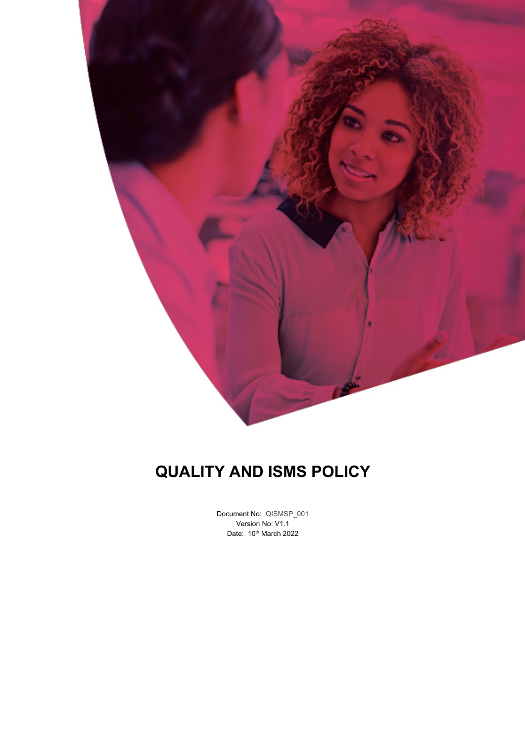# QUALITY AND ISMS POLICY

Document No: QISMSP_001
Version No: V1.1
Date: 10th March 2022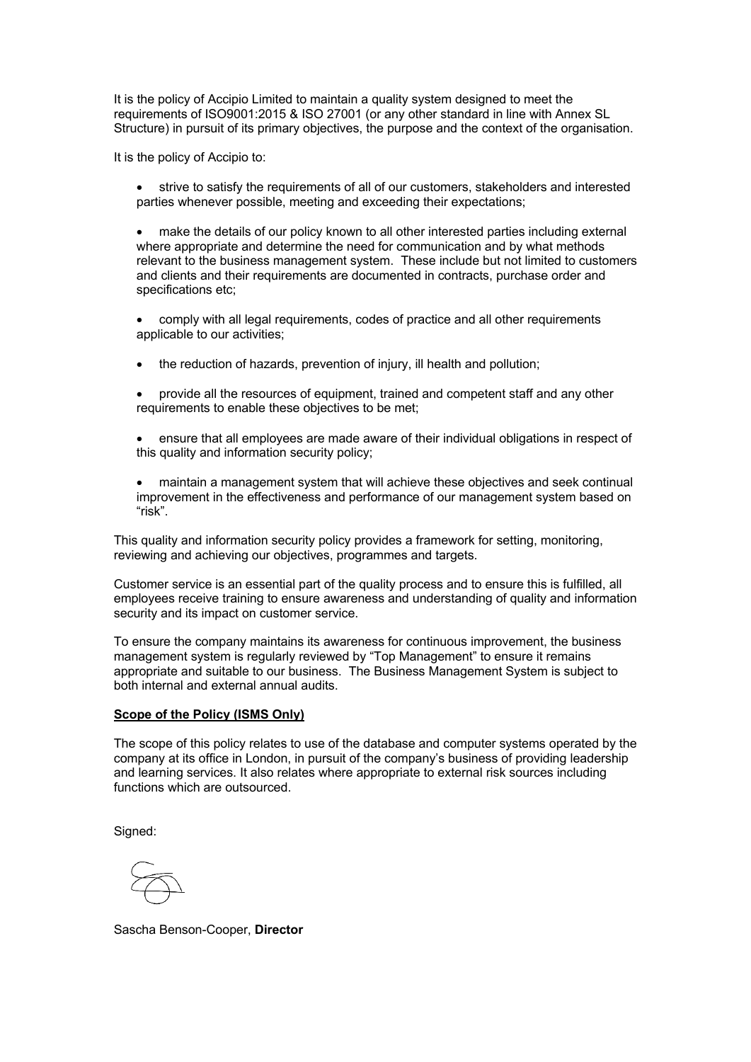It is the policy of Accipio Limited to maintain a quality system designed to meet the requirements of ISO9001:2015 & ISO 27001 (or any other standard in line with Annex SL Structure) in pursuit of its primary objectives, the purpose and the context of the organisation.

It is the policy of Accipio to:

- strive to satisfy the requirements of all of our customers, stakeholders and interested parties whenever possible, meeting and exceeding their expectations;
- make the details of our policy known to all other interested parties including external where appropriate and determine the need for communication and by what methods relevant to the business management system. These include but not limited to customers and clients and their requirements are documented in contracts, purchase order and specifications etc;
- comply with all legal requirements, codes of practice and all other requirements applicable to our activities;
- the reduction of hazards, prevention of injury, ill health and pollution;
- provide all the resources of equipment, trained and competent staff and any other requirements to enable these objectives to be met;
- ensure that all employees are made aware of their individual obligations in respect of this quality and information security policy;
- maintain a management system that will achieve these objectives and seek continual improvement in the effectiveness and performance of our management system based on "risk".

This quality and information security policy provides a framework for setting, monitoring, reviewing and achieving our objectives, programmes and targets.

Customer service is an essential part of the quality process and to ensure this is fulfilled, all employees receive training to ensure awareness and understanding of quality and information security and its impact on customer service.

To ensure the company maintains its awareness for continuous improvement, the business management system is regularly reviewed by "Top Management" to ensure it remains appropriate and suitable to our business. The Business Management System is subject to both internal and external annual audits.

**Scope of the Policy (ISMS Only)**

The scope of this policy relates to use of the database and computer systems operated by the company at its office in London, in pursuit of the company's business of providing leadership and learning services. It also relates where appropriate to external risk sources including functions which are outsourced.

Signed:

Sascha Benson-Cooper, **Director**